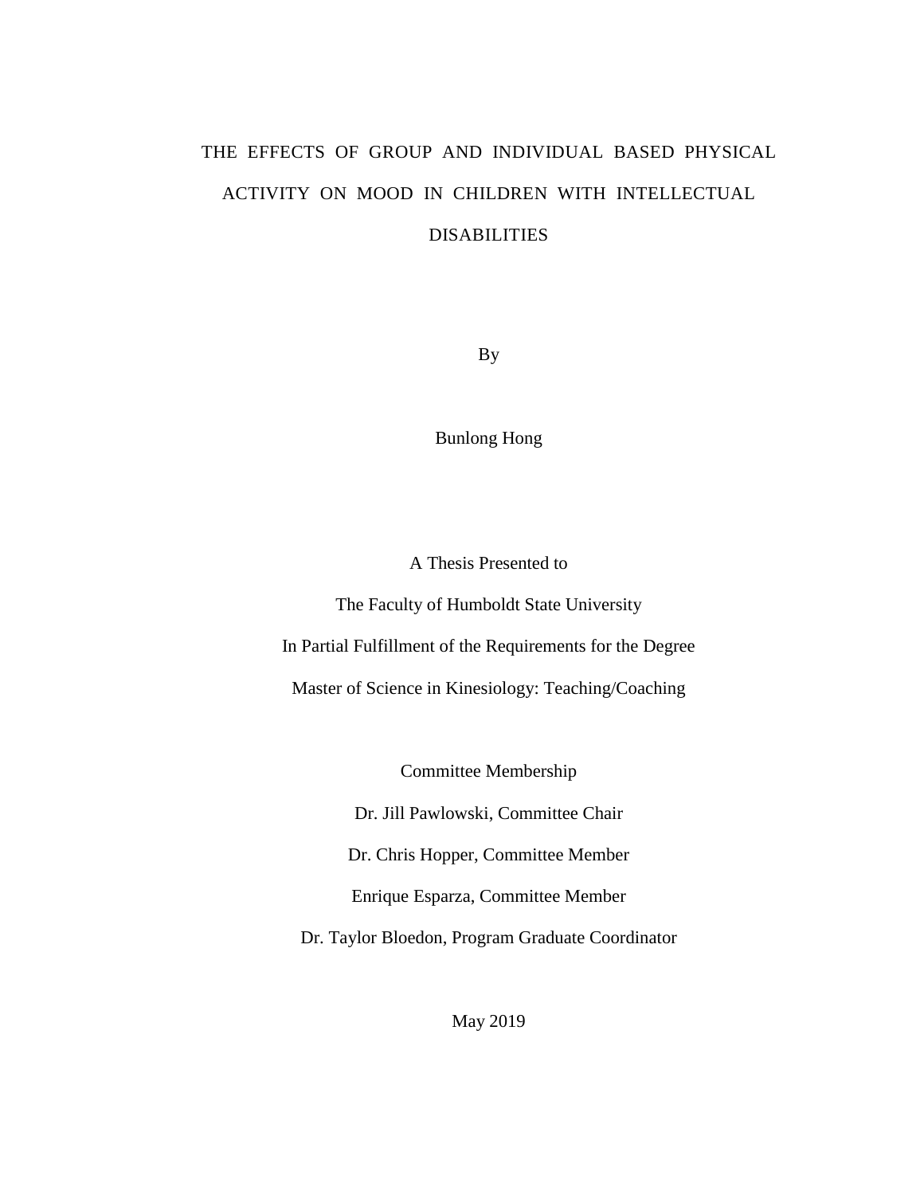# THE EFFECTS OF GROUP AND INDIVIDUAL BASED PHYSICAL ACTIVITY ON MOOD IN CHILDREN WITH INTELLECTUAL DISABILITIES

By

Bunlong Hong

A Thesis Presented to

The Faculty of Humboldt State University

In Partial Fulfillment of the Requirements for the Degree

Master of Science in Kinesiology: Teaching/Coaching

Committee Membership

Dr. Jill Pawlowski, Committee Chair

Dr. Chris Hopper, Committee Member

Enrique Esparza, Committee Member

Dr. Taylor Bloedon, Program Graduate Coordinator

May 2019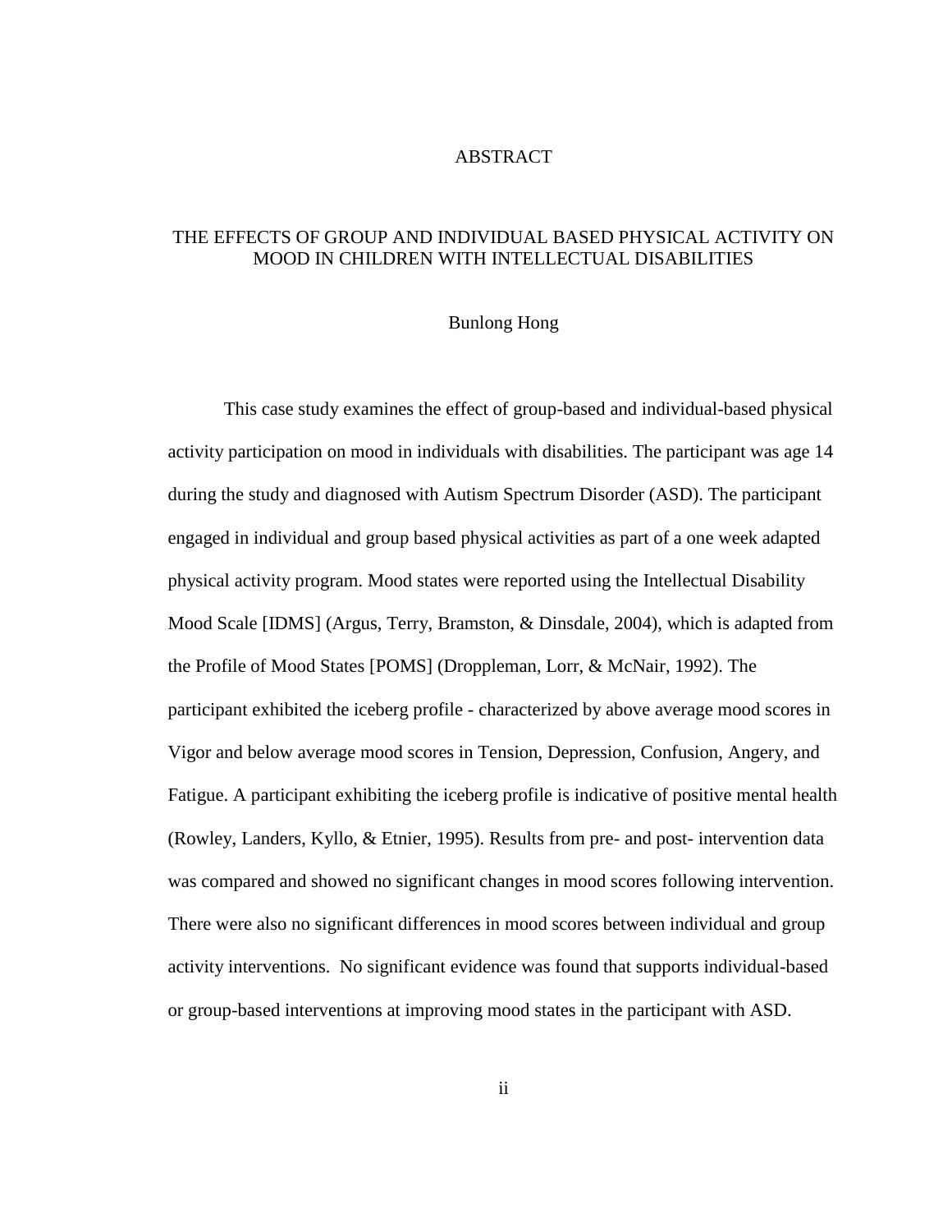# ABSTRACT

## THE EFFECTS OF GROUP AND INDIVIDUAL BASED PHYSICAL ACTIVITY ON MOOD IN CHILDREN WITH INTELLECTUAL DISABILITIES

Bunlong Hong

This case study examines the effect of group-based and individual-based physical activity participation on mood in individuals with disabilities. The participant was age 14 during the study and diagnosed with Autism Spectrum Disorder (ASD). The participant engaged in individual and group based physical activities as part of a one week adapted physical activity program. Mood states were reported using the Intellectual Disability Mood Scale [IDMS] (Argus, Terry, Bramston, & Dinsdale, 2004), which is adapted from the Profile of Mood States [POMS] (Droppleman, Lorr, & McNair, 1992). The participant exhibited the iceberg profile - characterized by above average mood scores in Vigor and below average mood scores in Tension, Depression, Confusion, Angery, and Fatigue. A participant exhibiting the iceberg profile is indicative of positive mental health (Rowley, Landers, Kyllo, & Etnier, 1995). Results from pre- and post- intervention data was compared and showed no significant changes in mood scores following intervention. There were also no significant differences in mood scores between individual and group activity interventions. No significant evidence was found that supports individual-based or group-based interventions at improving mood states in the participant with ASD.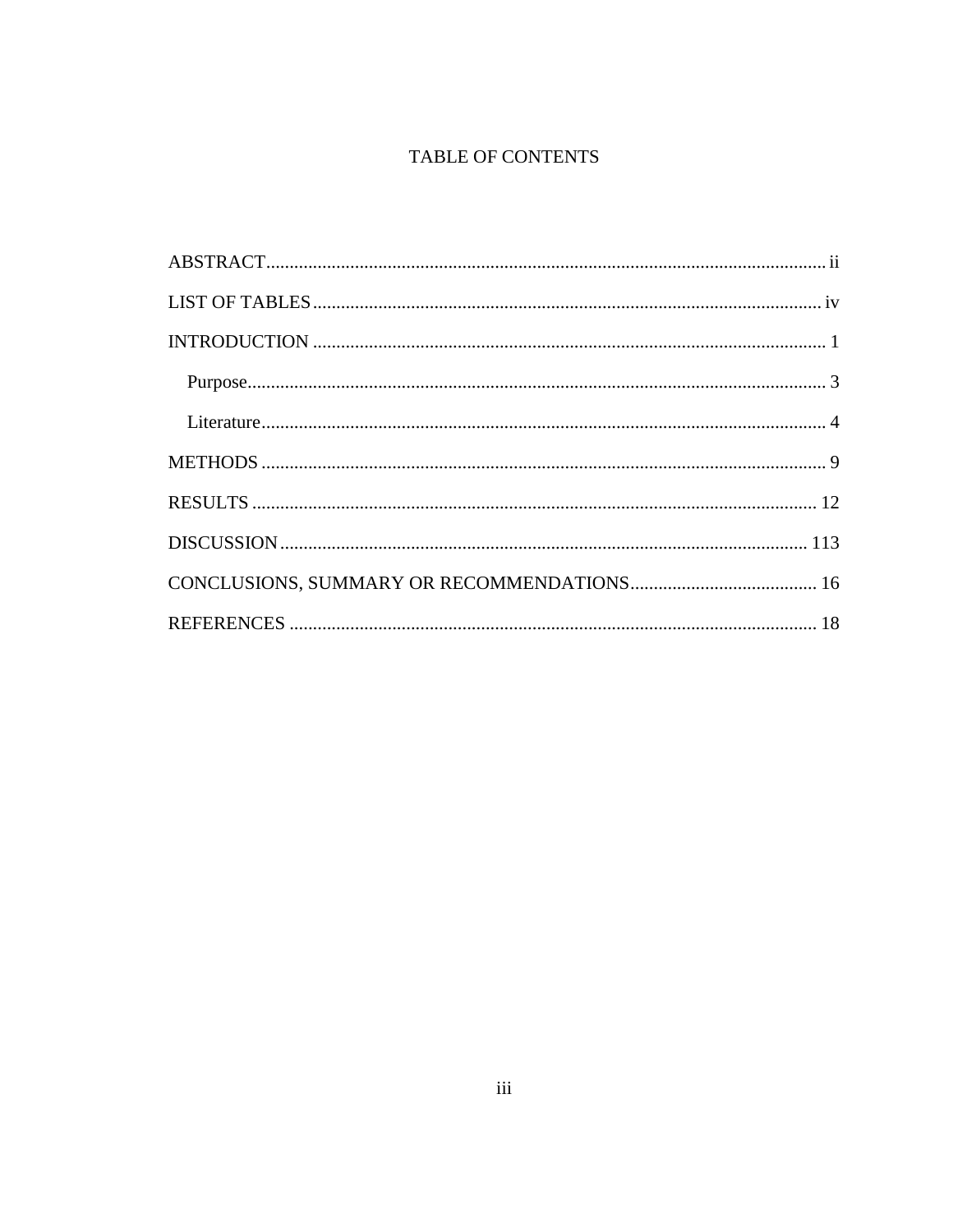# TABLE OF CONTENTS

ABSTRACT ........................................................................................................ ii

LIST OF TABLES ............................................................................................. iv

INTRODUCTION .............................................................................................. 1

  Purpose ............................................................................................................ 3

  Literature ......................................................................................................... 4

METHODS ......................................................................................................... 9

RESULTS ......................................................................................................... 12

DISCUSSION ................................................................................................. 113

CONCLUSIONS, SUMMARY OR RECOMMENDATIONS ......................................... 16

REFERENCES ................................................................................................. 18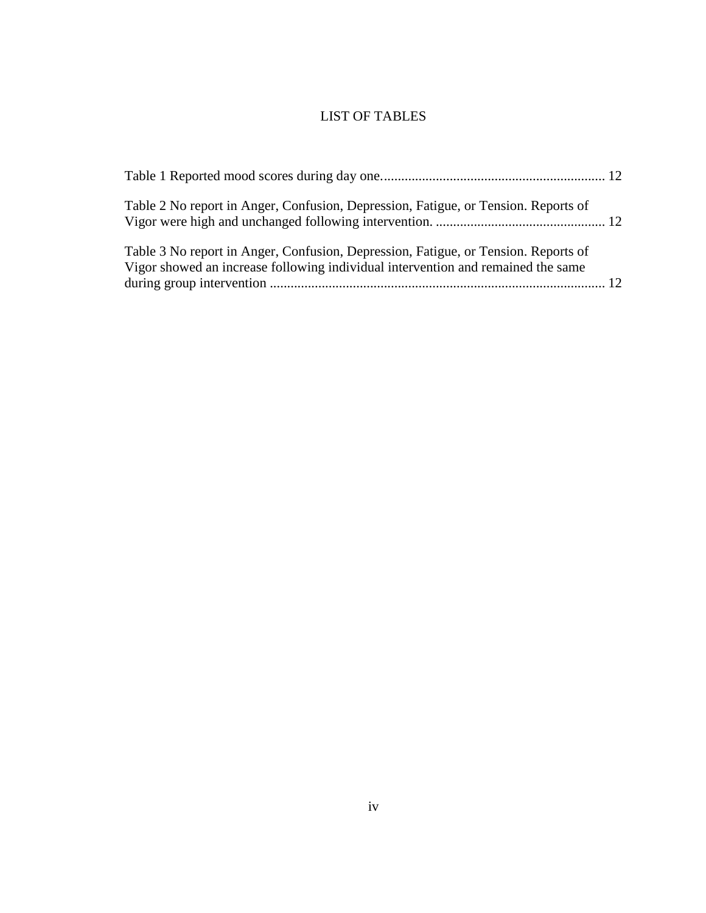# LIST OF TABLES

Table 1 Reported mood scores during day one................................................................ 12

Table 2 No report in Anger, Confusion, Depression, Fatigue, or Tension. Reports of Vigor were high and unchanged following intervention. ................................................ 12

Table 3 No report in Anger, Confusion, Depression, Fatigue, or Tension. Reports of Vigor showed an increase following individual intervention and remained the same during group intervention ................................................................................................ 12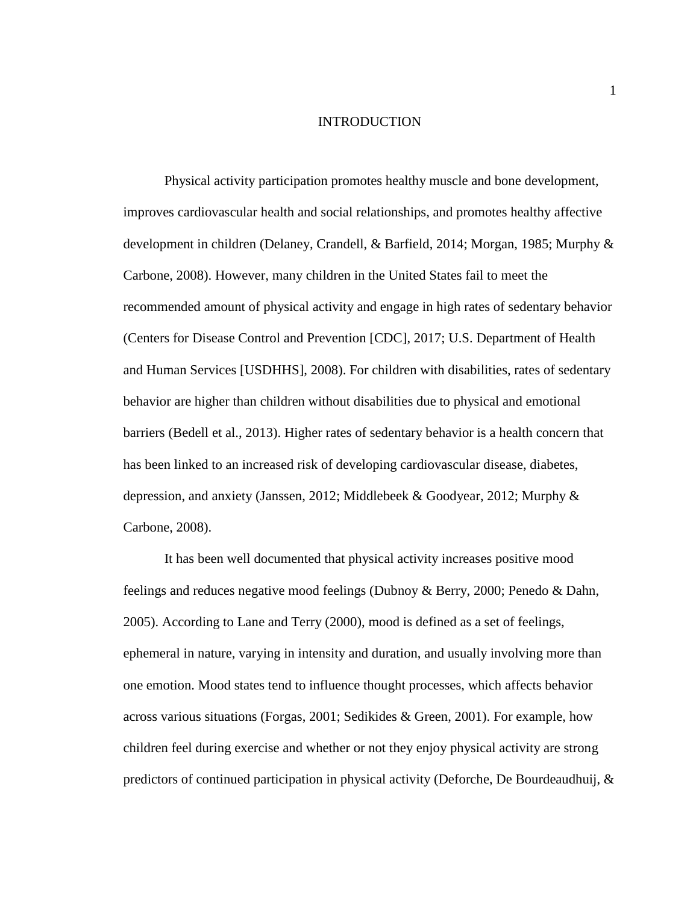# INTRODUCTION

Physical activity participation promotes healthy muscle and bone development, improves cardiovascular health and social relationships, and promotes healthy affective development in children (Delaney, Crandell, & Barfield, 2014; Morgan, 1985; Murphy & Carbone, 2008). However, many children in the United States fail to meet the recommended amount of physical activity and engage in high rates of sedentary behavior (Centers for Disease Control and Prevention [CDC], 2017; U.S. Department of Health and Human Services [USDHHS], 2008). For children with disabilities, rates of sedentary behavior are higher than children without disabilities due to physical and emotional barriers (Bedell et al., 2013). Higher rates of sedentary behavior is a health concern that has been linked to an increased risk of developing cardiovascular disease, diabetes, depression, and anxiety (Janssen, 2012; Middlebeek & Goodyear, 2012; Murphy & Carbone, 2008).

It has been well documented that physical activity increases positive mood feelings and reduces negative mood feelings (Dubnoy & Berry, 2000; Penedo & Dahn, 2005). According to Lane and Terry (2000), mood is defined as a set of feelings, ephemeral in nature, varying in intensity and duration, and usually involving more than one emotion. Mood states tend to influence thought processes, which affects behavior across various situations (Forgas, 2001; Sedikides & Green, 2001). For example, how children feel during exercise and whether or not they enjoy physical activity are strong predictors of continued participation in physical activity (Deforche, De Bourdeaudhuij, &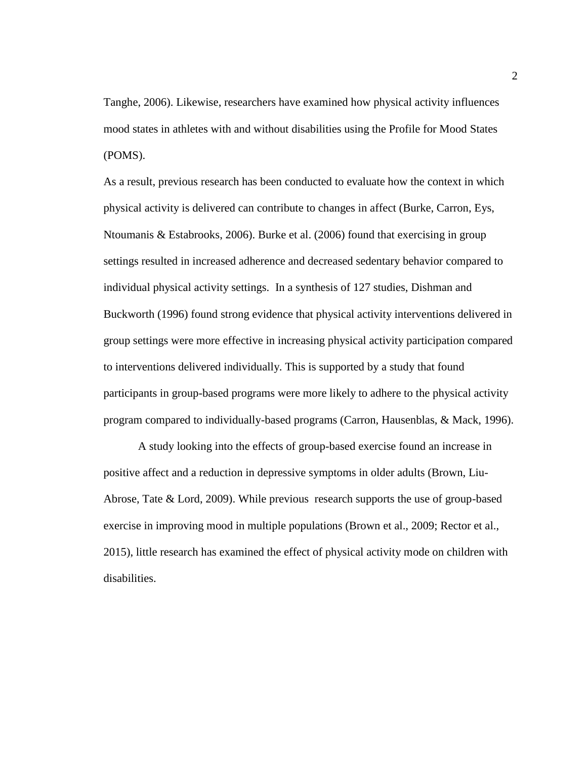Tanghe, 2006). Likewise, researchers have examined how physical activity influences mood states in athletes with and without disabilities using the Profile for Mood States (POMS).

As a result, previous research has been conducted to evaluate how the context in which physical activity is delivered can contribute to changes in affect (Burke, Carron, Eys, Ntoumanis & Estabrooks, 2006). Burke et al. (2006) found that exercising in group settings resulted in increased adherence and decreased sedentary behavior compared to individual physical activity settings. In a synthesis of 127 studies, Dishman and Buckworth (1996) found strong evidence that physical activity interventions delivered in group settings were more effective in increasing physical activity participation compared to interventions delivered individually. This is supported by a study that found participants in group-based programs were more likely to adhere to the physical activity program compared to individually-based programs (Carron, Hausenblas, & Mack, 1996).

A study looking into the effects of group-based exercise found an increase in positive affect and a reduction in depressive symptoms in older adults (Brown, Liu-Abrose, Tate & Lord, 2009). While previous research supports the use of group-based exercise in improving mood in multiple populations (Brown et al., 2009; Rector et al., 2015), little research has examined the effect of physical activity mode on children with disabilities.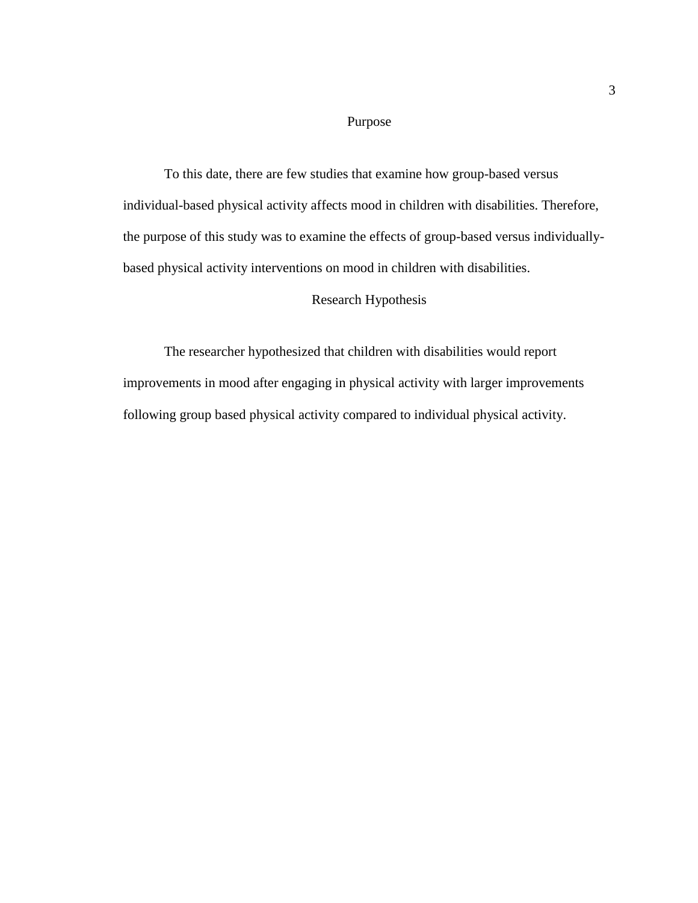## Purpose

To this date, there are few studies that examine how group-based versus individual-based physical activity affects mood in children with disabilities. Therefore, the purpose of this study was to examine the effects of group-based versus individually-based physical activity interventions on mood in children with disabilities.

## Research Hypothesis

The researcher hypothesized that children with disabilities would report improvements in mood after engaging in physical activity with larger improvements following group based physical activity compared to individual physical activity.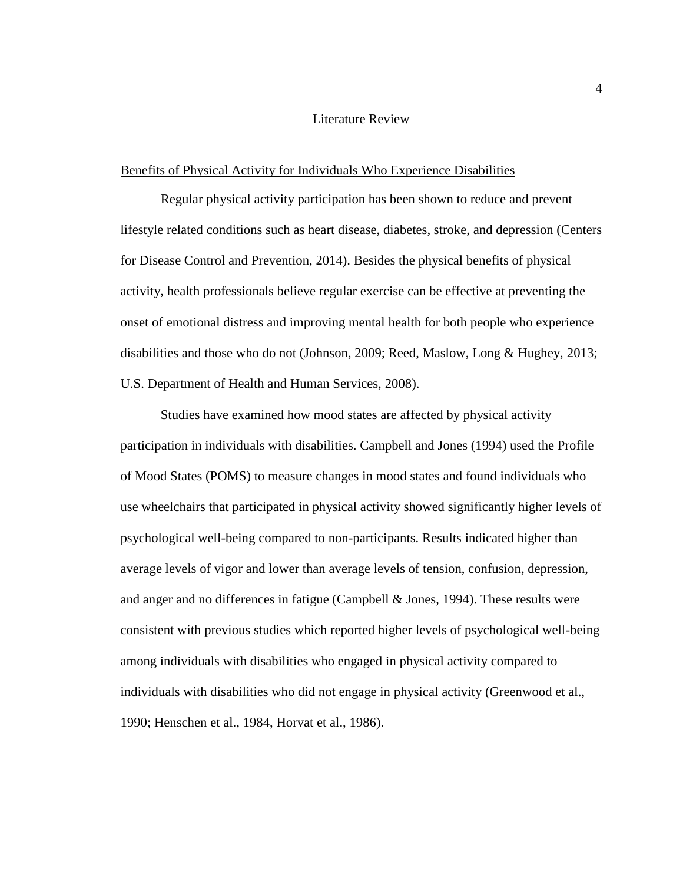# Literature Review

## Benefits of Physical Activity for Individuals Who Experience Disabilities

Regular physical activity participation has been shown to reduce and prevent lifestyle related conditions such as heart disease, diabetes, stroke, and depression (Centers for Disease Control and Prevention, 2014). Besides the physical benefits of physical activity, health professionals believe regular exercise can be effective at preventing the onset of emotional distress and improving mental health for both people who experience disabilities and those who do not (Johnson, 2009; Reed, Maslow, Long & Hughey, 2013; U.S. Department of Health and Human Services, 2008).

Studies have examined how mood states are affected by physical activity participation in individuals with disabilities. Campbell and Jones (1994) used the Profile of Mood States (POMS) to measure changes in mood states and found individuals who use wheelchairs that participated in physical activity showed significantly higher levels of psychological well-being compared to non-participants. Results indicated higher than average levels of vigor and lower than average levels of tension, confusion, depression, and anger and no differences in fatigue (Campbell & Jones, 1994). These results were consistent with previous studies which reported higher levels of psychological well-being among individuals with disabilities who engaged in physical activity compared to individuals with disabilities who did not engage in physical activity (Greenwood et al., 1990; Henschen et al., 1984, Horvat et al., 1986).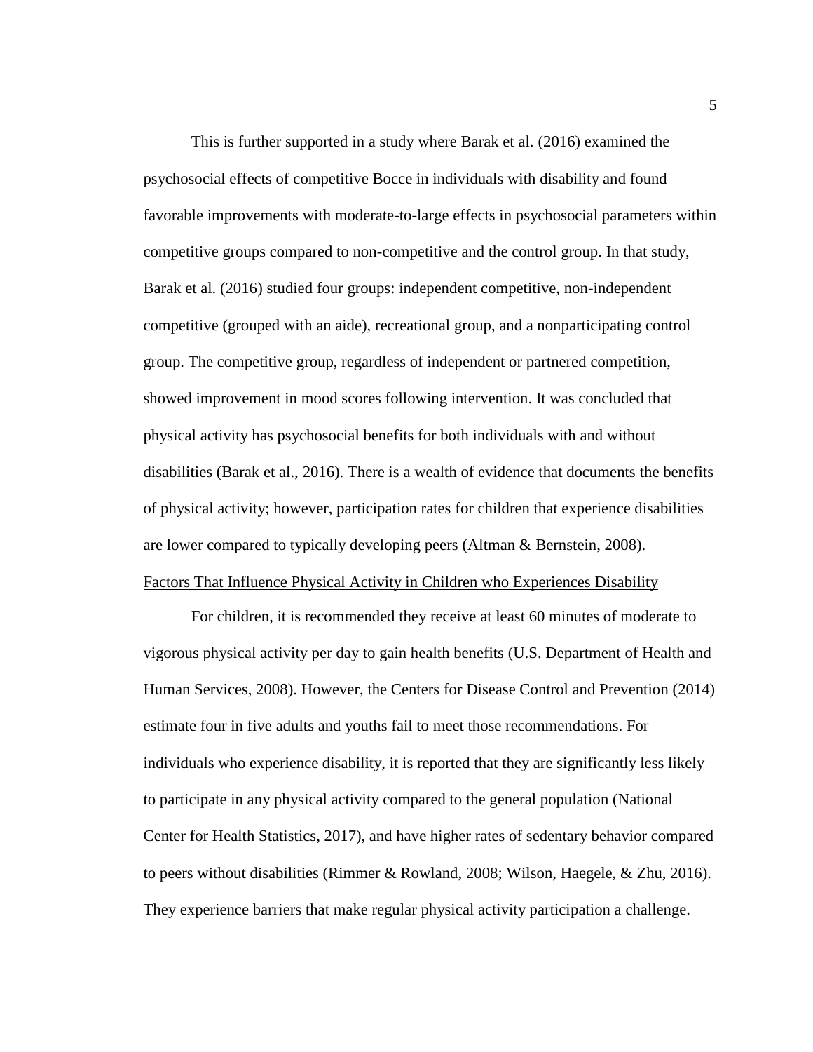This is further supported in a study where Barak et al. (2016) examined the psychosocial effects of competitive Bocce in individuals with disability and found favorable improvements with moderate-to-large effects in psychosocial parameters within competitive groups compared to non-competitive and the control group. In that study, Barak et al. (2016) studied four groups: independent competitive, non-independent competitive (grouped with an aide), recreational group, and a nonparticipating control group. The competitive group, regardless of independent or partnered competition, showed improvement in mood scores following intervention. It was concluded that physical activity has psychosocial benefits for both individuals with and without disabilities (Barak et al., 2016). There is a wealth of evidence that documents the benefits of physical activity; however, participation rates for children that experience disabilities are lower compared to typically developing peers (Altman & Bernstein, 2008).

## Factors That Influence Physical Activity in Children who Experiences Disability

For children, it is recommended they receive at least 60 minutes of moderate to vigorous physical activity per day to gain health benefits (U.S. Department of Health and Human Services, 2008). However, the Centers for Disease Control and Prevention (2014) estimate four in five adults and youths fail to meet those recommendations. For individuals who experience disability, it is reported that they are significantly less likely to participate in any physical activity compared to the general population (National Center for Health Statistics, 2017), and have higher rates of sedentary behavior compared to peers without disabilities (Rimmer & Rowland, 2008; Wilson, Haegele, & Zhu, 2016). They experience barriers that make regular physical activity participation a challenge.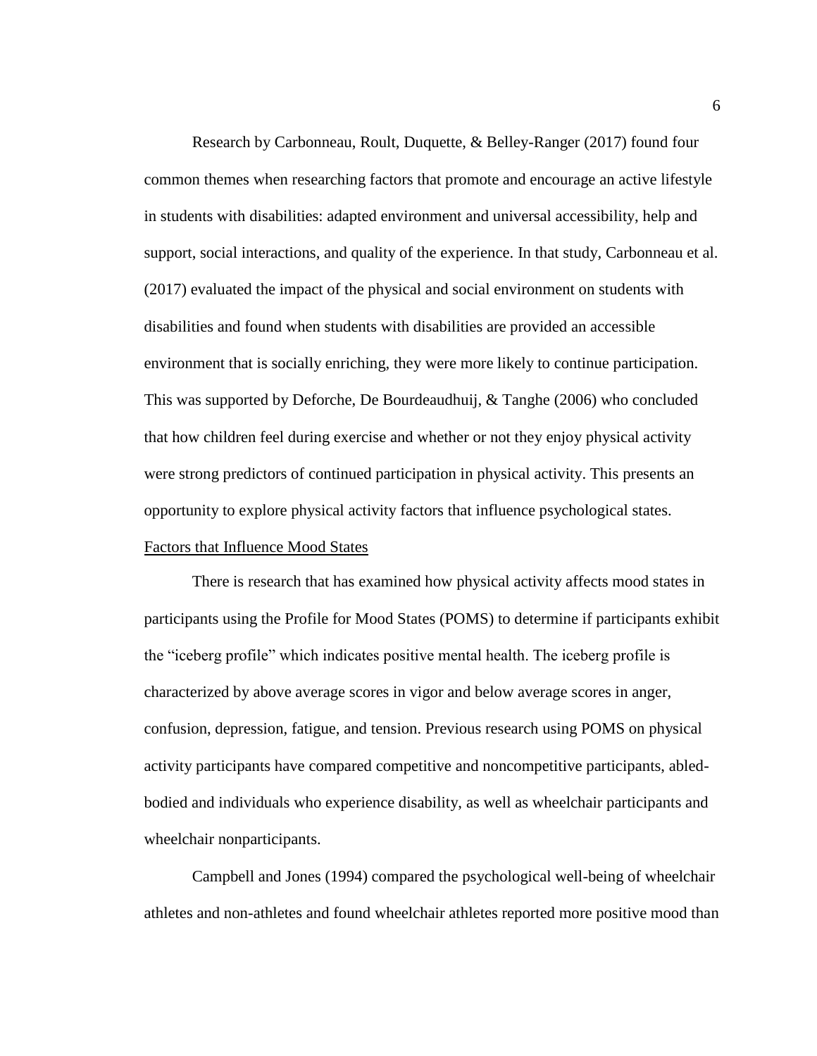Research by Carbonneau, Roult, Duquette, & Belley-Ranger (2017) found four common themes when researching factors that promote and encourage an active lifestyle in students with disabilities: adapted environment and universal accessibility, help and support, social interactions, and quality of the experience. In that study, Carbonneau et al. (2017) evaluated the impact of the physical and social environment on students with disabilities and found when students with disabilities are provided an accessible environment that is socially enriching, they were more likely to continue participation. This was supported by Deforche, De Bourdeaudhuij, & Tanghe (2006) who concluded that how children feel during exercise and whether or not they enjoy physical activity were strong predictors of continued participation in physical activity. This presents an opportunity to explore physical activity factors that influence psychological states.

## Factors that Influence Mood States

There is research that has examined how physical activity affects mood states in participants using the Profile for Mood States (POMS) to determine if participants exhibit the "iceberg profile" which indicates positive mental health. The iceberg profile is characterized by above average scores in vigor and below average scores in anger, confusion, depression, fatigue, and tension. Previous research using POMS on physical activity participants have compared competitive and noncompetitive participants, abled-bodied and individuals who experience disability, as well as wheelchair participants and wheelchair nonparticipants.

Campbell and Jones (1994) compared the psychological well-being of wheelchair athletes and non-athletes and found wheelchair athletes reported more positive mood than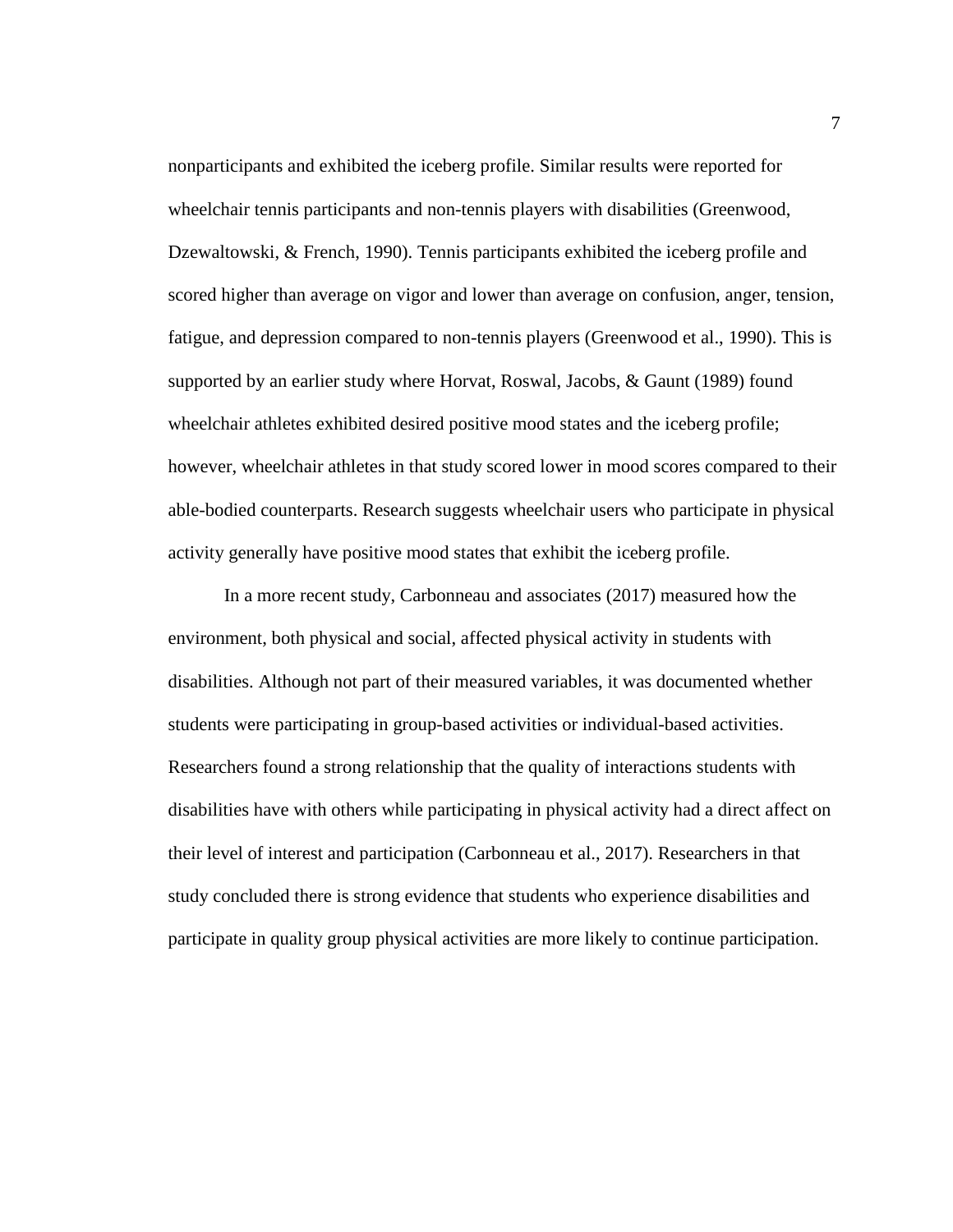nonparticipants and exhibited the iceberg profile. Similar results were reported for wheelchair tennis participants and non-tennis players with disabilities (Greenwood, Dzewaltowski, & French, 1990). Tennis participants exhibited the iceberg profile and scored higher than average on vigor and lower than average on confusion, anger, tension, fatigue, and depression compared to non-tennis players (Greenwood et al., 1990). This is supported by an earlier study where Horvat, Roswal, Jacobs, & Gaunt (1989) found wheelchair athletes exhibited desired positive mood states and the iceberg profile; however, wheelchair athletes in that study scored lower in mood scores compared to their able-bodied counterparts. Research suggests wheelchair users who participate in physical activity generally have positive mood states that exhibit the iceberg profile.

In a more recent study, Carbonneau and associates (2017) measured how the environment, both physical and social, affected physical activity in students with disabilities. Although not part of their measured variables, it was documented whether students were participating in group-based activities or individual-based activities. Researchers found a strong relationship that the quality of interactions students with disabilities have with others while participating in physical activity had a direct affect on their level of interest and participation (Carbonneau et al., 2017). Researchers in that study concluded there is strong evidence that students who experience disabilities and participate in quality group physical activities are more likely to continue participation.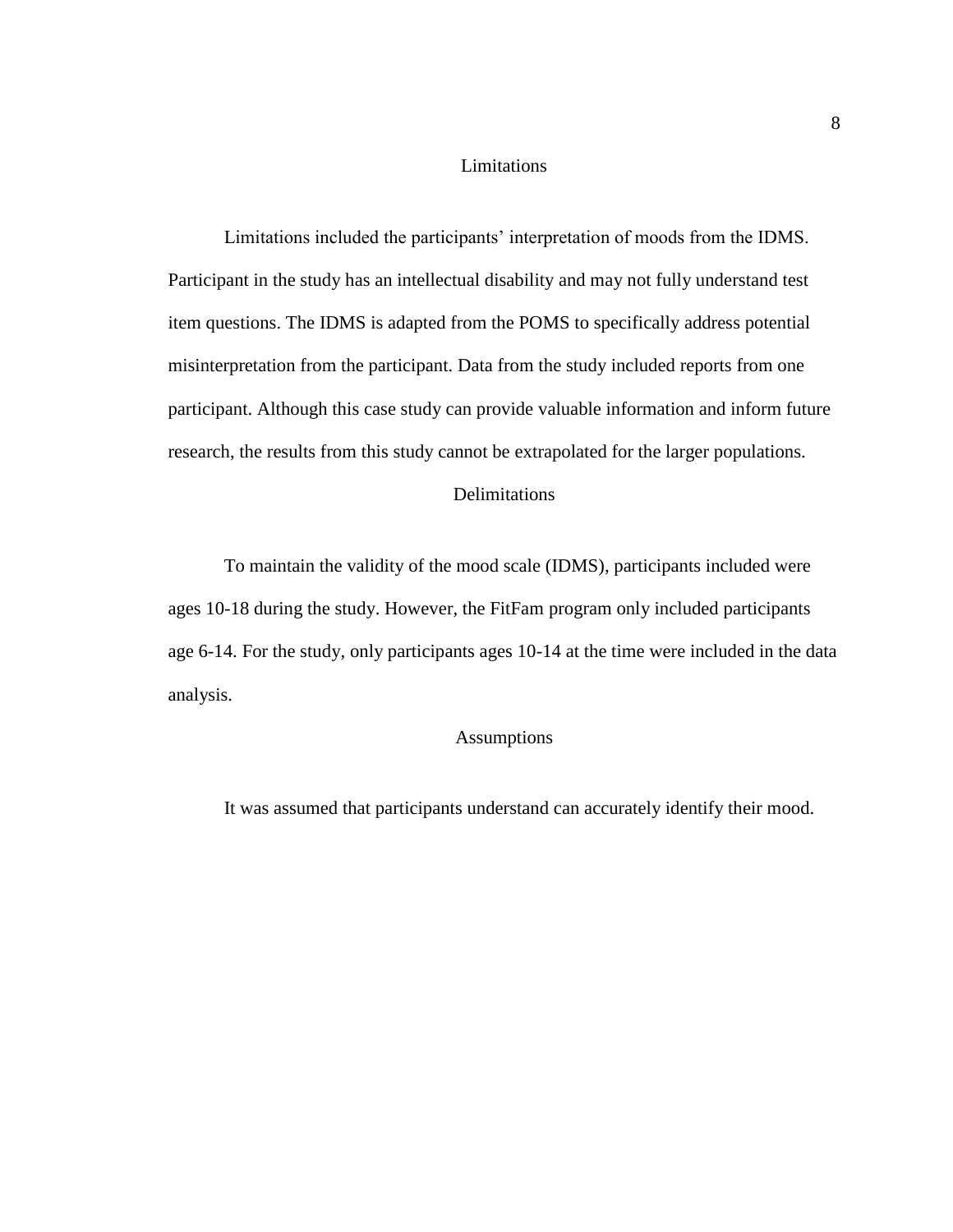## Limitations

Limitations included the participants' interpretation of moods from the IDMS. Participant in the study has an intellectual disability and may not fully understand test item questions. The IDMS is adapted from the POMS to specifically address potential misinterpretation from the participant. Data from the study included reports from one participant. Although this case study can provide valuable information and inform future research, the results from this study cannot be extrapolated for the larger populations.

## Delimitations

To maintain the validity of the mood scale (IDMS), participants included were ages 10-18 during the study. However, the FitFam program only included participants age 6-14. For the study, only participants ages 10-14 at the time were included in the data analysis.

## Assumptions

It was assumed that participants understand can accurately identify their mood.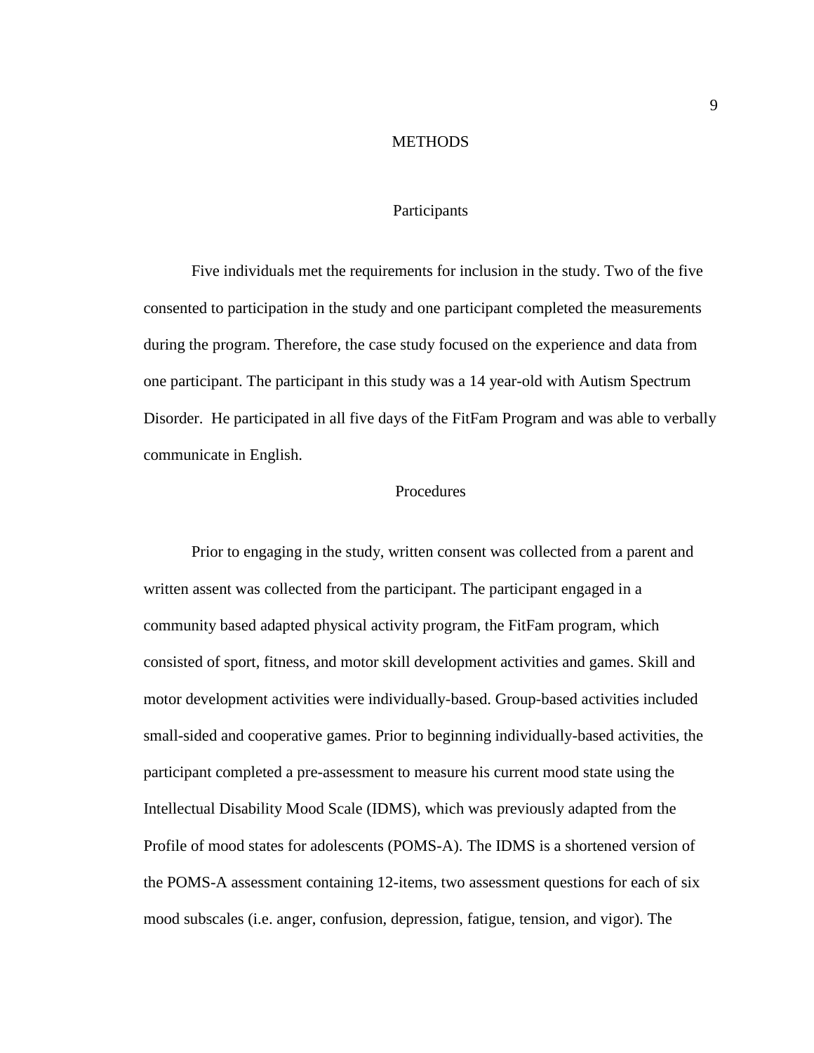# METHODS

## Participants

Five individuals met the requirements for inclusion in the study. Two of the five consented to participation in the study and one participant completed the measurements during the program. Therefore, the case study focused on the experience and data from one participant. The participant in this study was a 14 year-old with Autism Spectrum Disorder. He participated in all five days of the FitFam Program and was able to verbally communicate in English.

## Procedures

Prior to engaging in the study, written consent was collected from a parent and written assent was collected from the participant. The participant engaged in a community based adapted physical activity program, the FitFam program, which consisted of sport, fitness, and motor skill development activities and games. Skill and motor development activities were individually-based. Group-based activities included small-sided and cooperative games. Prior to beginning individually-based activities, the participant completed a pre-assessment to measure his current mood state using the Intellectual Disability Mood Scale (IDMS), which was previously adapted from the Profile of mood states for adolescents (POMS-A). The IDMS is a shortened version of the POMS-A assessment containing 12-items, two assessment questions for each of six mood subscales (i.e. anger, confusion, depression, fatigue, tension, and vigor). The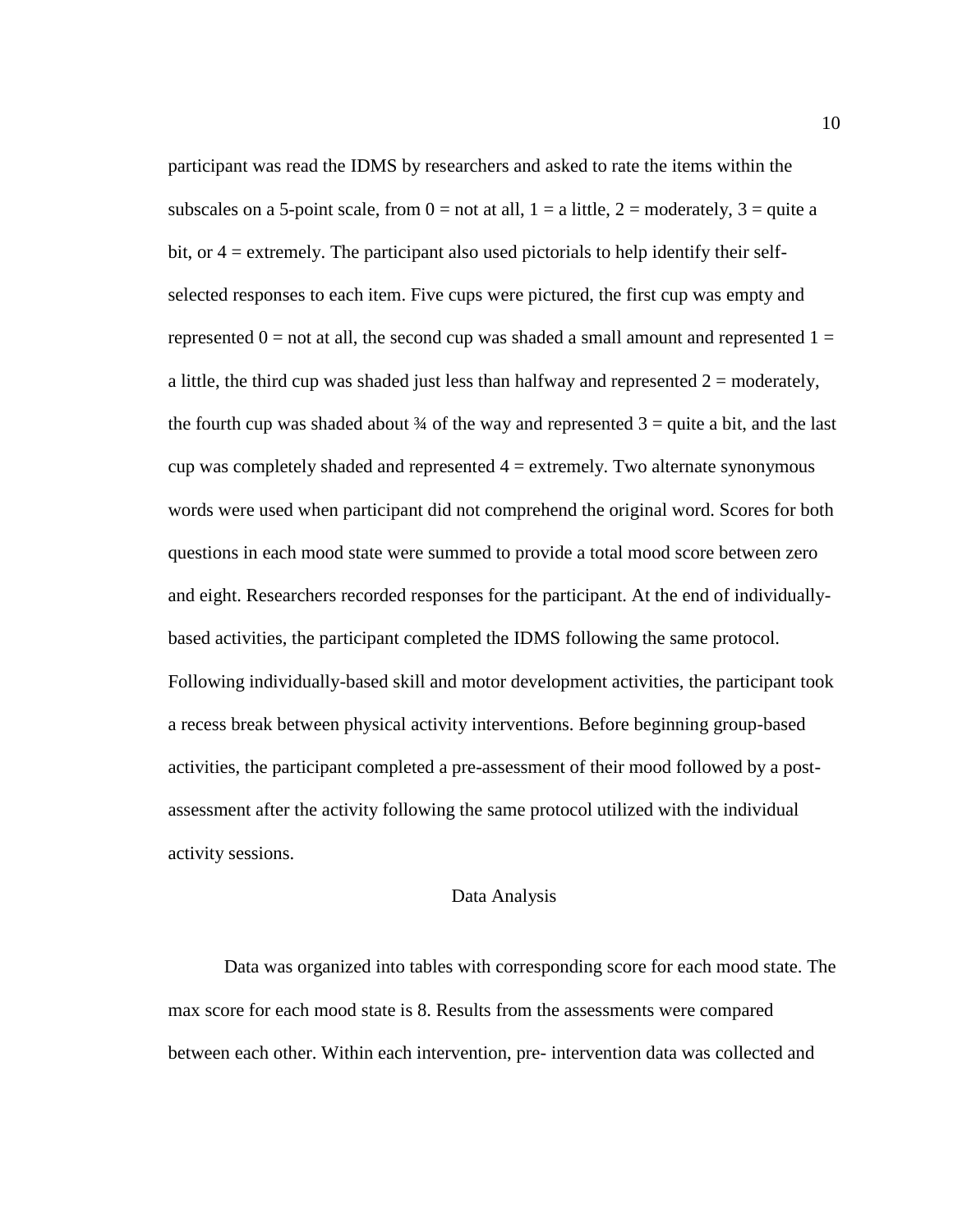participant was read the IDMS by researchers and asked to rate the items within the subscales on a 5-point scale, from 0 = not at all, 1 = a little, 2 = moderately, 3 = quite a bit, or 4 = extremely. The participant also used pictorials to help identify their self-selected responses to each item. Five cups were pictured, the first cup was empty and represented 0 = not at all, the second cup was shaded a small amount and represented 1 = a little, the third cup was shaded just less than halfway and represented 2 = moderately, the fourth cup was shaded about ¾ of the way and represented 3 = quite a bit, and the last cup was completely shaded and represented 4 = extremely. Two alternate synonymous words were used when participant did not comprehend the original word. Scores for both questions in each mood state were summed to provide a total mood score between zero and eight. Researchers recorded responses for the participant. At the end of individually-based activities, the participant completed the IDMS following the same protocol. Following individually-based skill and motor development activities, the participant took a recess break between physical activity interventions. Before beginning group-based activities, the participant completed a pre-assessment of their mood followed by a post-assessment after the activity following the same protocol utilized with the individual activity sessions.

## Data Analysis

Data was organized into tables with corresponding score for each mood state. The max score for each mood state is 8. Results from the assessments were compared between each other. Within each intervention, pre- intervention data was collected and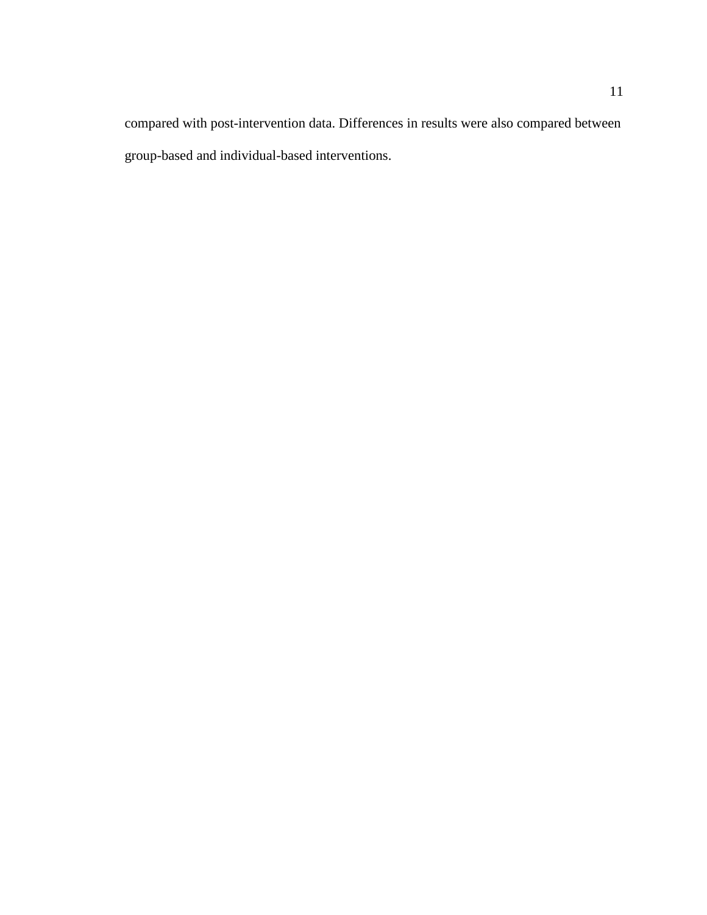compared with post-intervention data. Differences in results were also compared between group-based and individual-based interventions.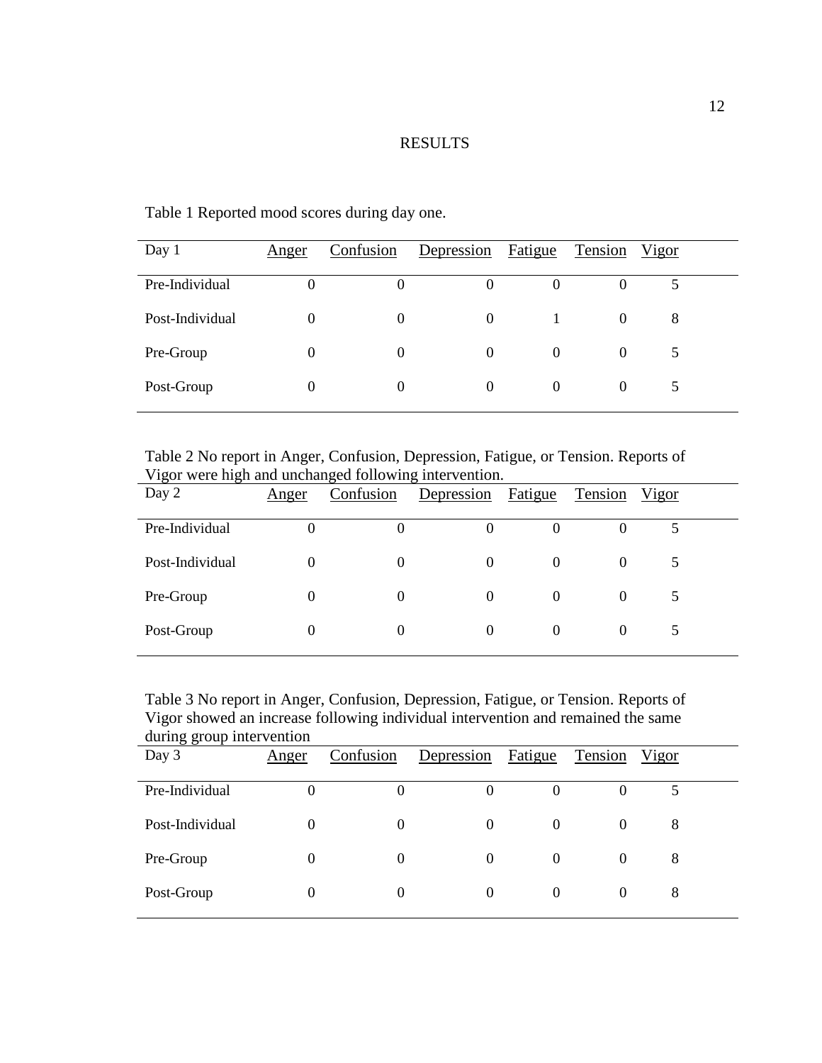# RESULTS

Table 1 Reported mood scores during day one.

| Day 1 | Anger | Confusion | Depression | Fatigue | Tension | Vigor |
|---|---|---|---|---|---|---|
| Pre-Individual | 0 | 0 | 0 | 0 | 0 | 5 |
| Post-Individual | 0 | 0 | 0 | 1 | 0 | 8 |
| Pre-Group | 0 | 0 | 0 | 0 | 0 | 5 |
| Post-Group | 0 | 0 | 0 | 0 | 0 | 5 |

Table 2 No report in Anger, Confusion, Depression, Fatigue, or Tension. Reports of Vigor were high and unchanged following intervention.

| Day 2 | Anger | Confusion | Depression | Fatigue | Tension | Vigor |
|---|---|---|---|---|---|---|
| Pre-Individual | 0 | 0 | 0 | 0 | 0 | 5 |
| Post-Individual | 0 | 0 | 0 | 0 | 0 | 5 |
| Pre-Group | 0 | 0 | 0 | 0 | 0 | 5 |
| Post-Group | 0 | 0 | 0 | 0 | 0 | 5 |

Table 3 No report in Anger, Confusion, Depression, Fatigue, or Tension. Reports of Vigor showed an increase following individual intervention and remained the same during group intervention

| Day 3 | Anger | Confusion | Depression | Fatigue | Tension | Vigor |
|---|---|---|---|---|---|---|
| Pre-Individual | 0 | 0 | 0 | 0 | 0 | 5 |
| Post-Individual | 0 | 0 | 0 | 0 | 0 | 8 |
| Pre-Group | 0 | 0 | 0 | 0 | 0 | 8 |
| Post-Group | 0 | 0 | 0 | 0 | 0 | 8 |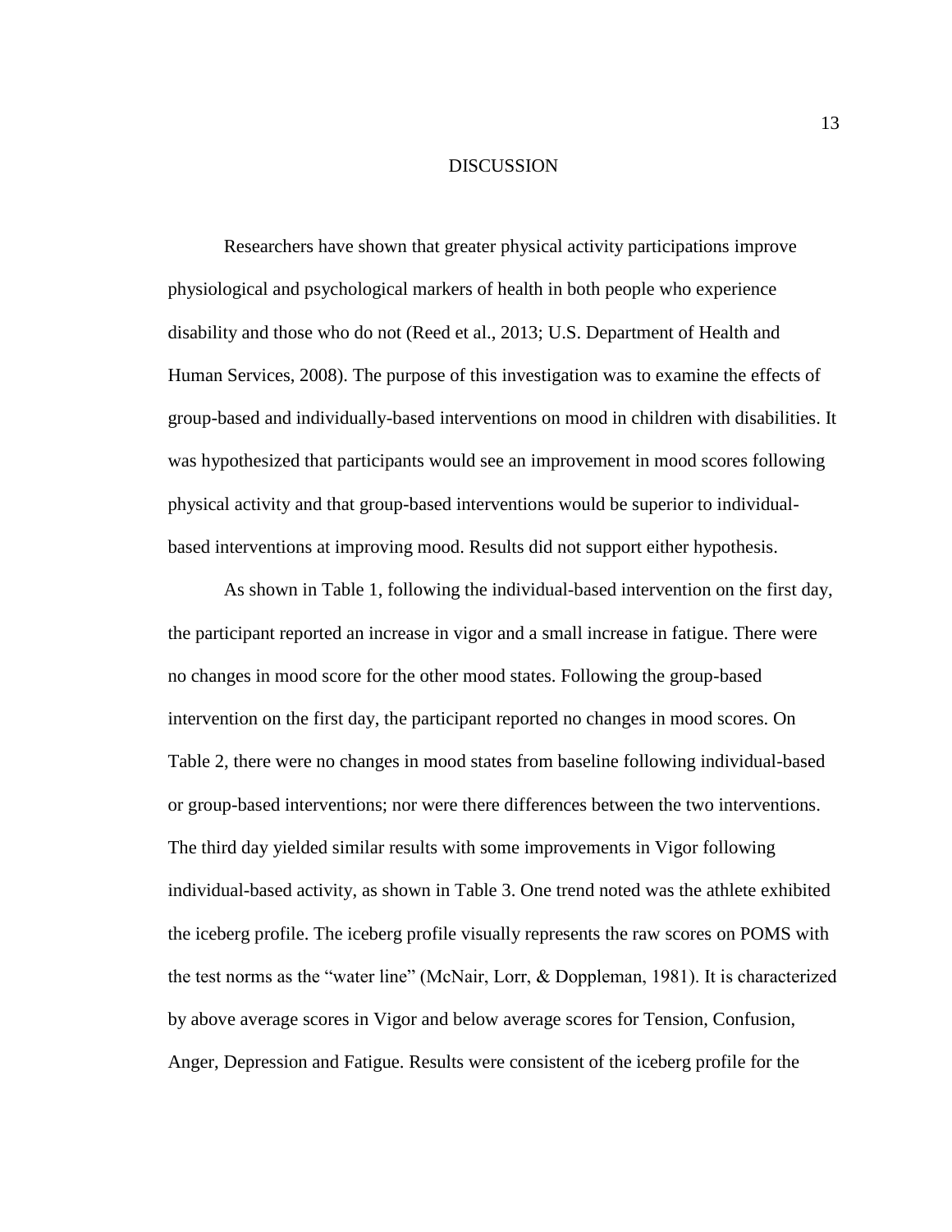# DISCUSSION

Researchers have shown that greater physical activity participations improve physiological and psychological markers of health in both people who experience disability and those who do not (Reed et al., 2013; U.S. Department of Health and Human Services, 2008). The purpose of this investigation was to examine the effects of group-based and individually-based interventions on mood in children with disabilities. It was hypothesized that participants would see an improvement in mood scores following physical activity and that group-based interventions would be superior to individual-based interventions at improving mood. Results did not support either hypothesis.

As shown in Table 1, following the individual-based intervention on the first day, the participant reported an increase in vigor and a small increase in fatigue. There were no changes in mood score for the other mood states. Following the group-based intervention on the first day, the participant reported no changes in mood scores. On Table 2, there were no changes in mood states from baseline following individual-based or group-based interventions; nor were there differences between the two interventions. The third day yielded similar results with some improvements in Vigor following individual-based activity, as shown in Table 3. One trend noted was the athlete exhibited the iceberg profile. The iceberg profile visually represents the raw scores on POMS with the test norms as the "water line" (McNair, Lorr, & Doppleman, 1981). It is characterized by above average scores in Vigor and below average scores for Tension, Confusion, Anger, Depression and Fatigue. Results were consistent of the iceberg profile for the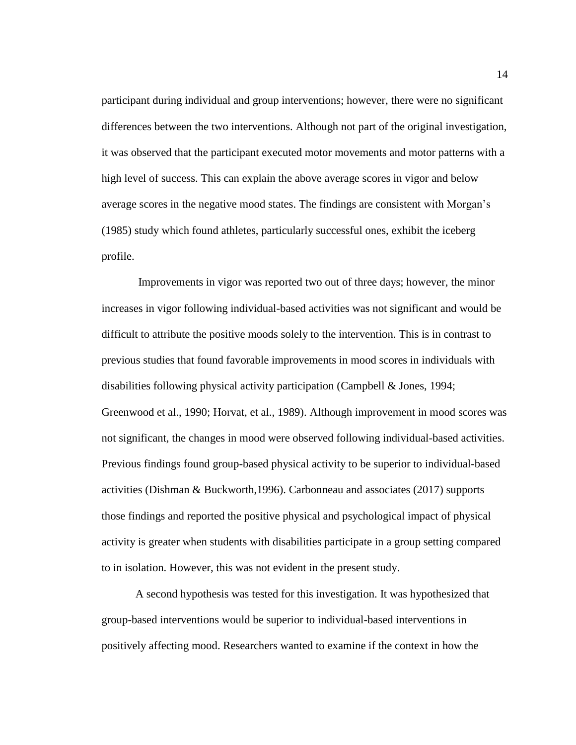participant during individual and group interventions; however, there were no significant differences between the two interventions. Although not part of the original investigation, it was observed that the participant executed motor movements and motor patterns with a high level of success. This can explain the above average scores in vigor and below average scores in the negative mood states. The findings are consistent with Morgan's (1985) study which found athletes, particularly successful ones, exhibit the iceberg profile.

Improvements in vigor was reported two out of three days; however, the minor increases in vigor following individual-based activities was not significant and would be difficult to attribute the positive moods solely to the intervention. This is in contrast to previous studies that found favorable improvements in mood scores in individuals with disabilities following physical activity participation (Campbell & Jones, 1994; Greenwood et al., 1990; Horvat, et al., 1989). Although improvement in mood scores was not significant, the changes in mood were observed following individual-based activities. Previous findings found group-based physical activity to be superior to individual-based activities (Dishman & Buckworth,1996). Carbonneau and associates (2017) supports those findings and reported the positive physical and psychological impact of physical activity is greater when students with disabilities participate in a group setting compared to in isolation. However, this was not evident in the present study.

A second hypothesis was tested for this investigation. It was hypothesized that group-based interventions would be superior to individual-based interventions in positively affecting mood. Researchers wanted to examine if the context in how the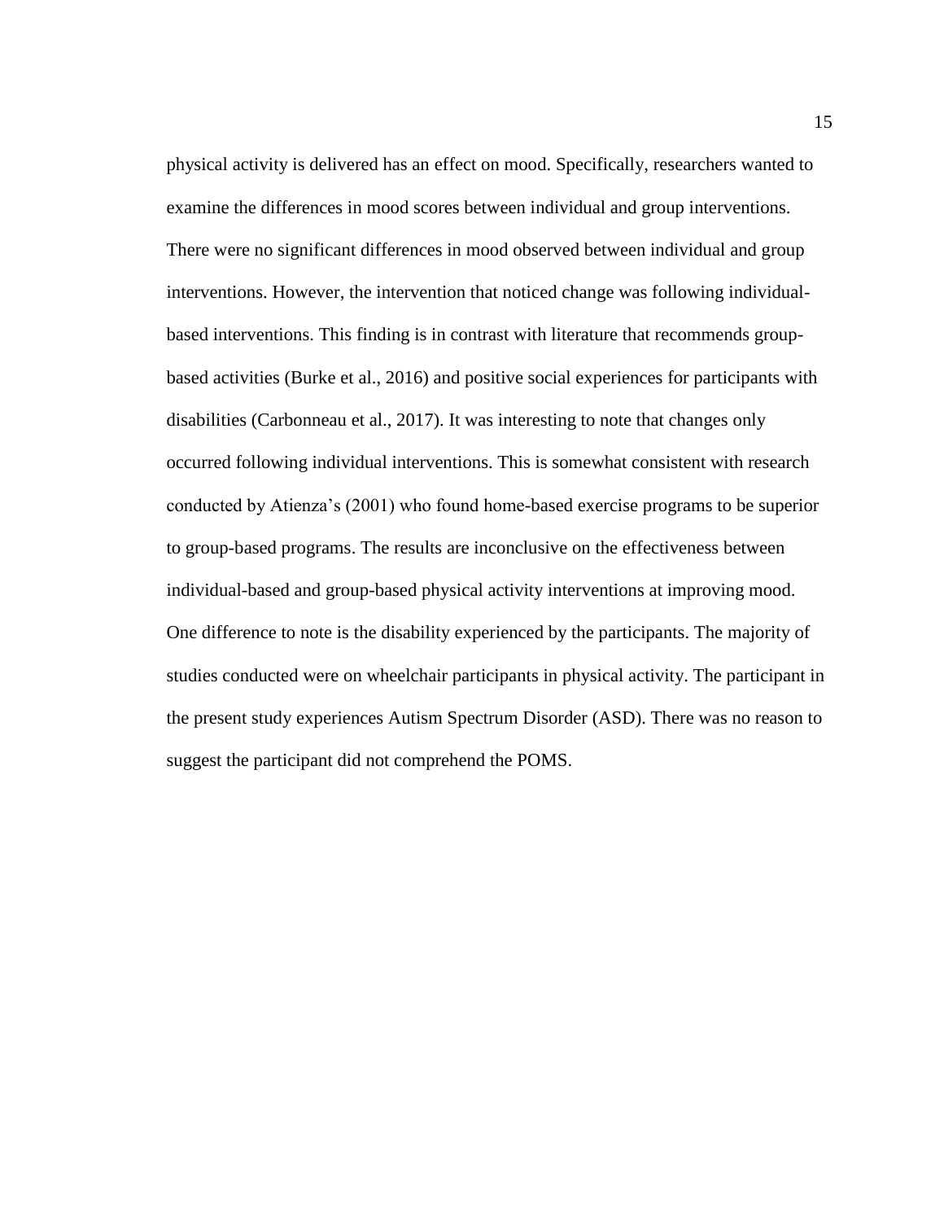physical activity is delivered has an effect on mood. Specifically, researchers wanted to examine the differences in mood scores between individual and group interventions. There were no significant differences in mood observed between individual and group interventions. However, the intervention that noticed change was following individual-based interventions. This finding is in contrast with literature that recommends group-based activities (Burke et al., 2016) and positive social experiences for participants with disabilities (Carbonneau et al., 2017). It was interesting to note that changes only occurred following individual interventions. This is somewhat consistent with research conducted by Atienza's (2001) who found home-based exercise programs to be superior to group-based programs. The results are inconclusive on the effectiveness between individual-based and group-based physical activity interventions at improving mood. One difference to note is the disability experienced by the participants. The majority of studies conducted were on wheelchair participants in physical activity. The participant in the present study experiences Autism Spectrum Disorder (ASD). There was no reason to suggest the participant did not comprehend the POMS.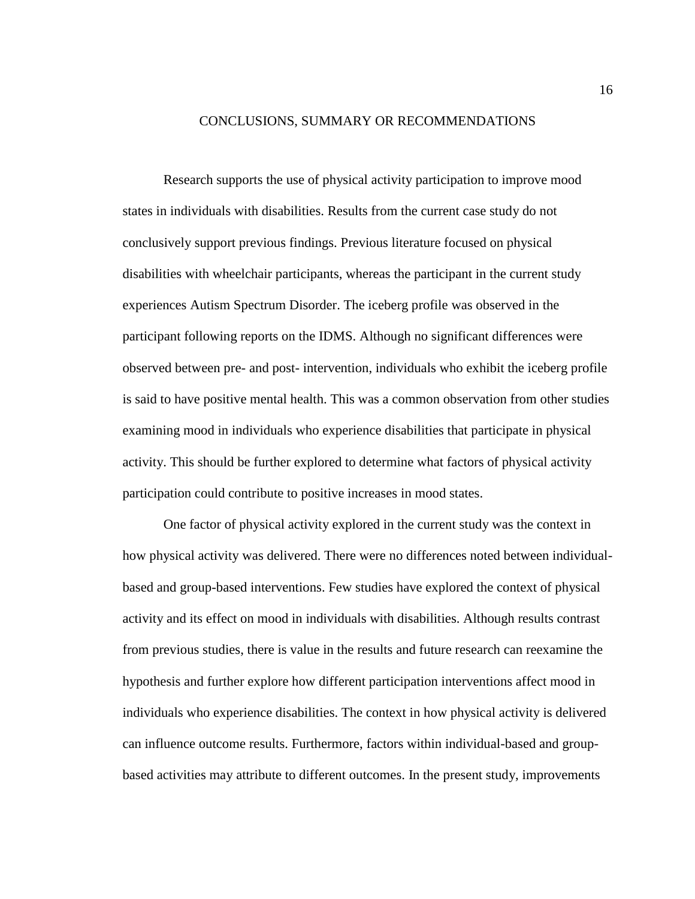## CONCLUSIONS, SUMMARY OR RECOMMENDATIONS

Research supports the use of physical activity participation to improve mood states in individuals with disabilities. Results from the current case study do not conclusively support previous findings. Previous literature focused on physical disabilities with wheelchair participants, whereas the participant in the current study experiences Autism Spectrum Disorder. The iceberg profile was observed in the participant following reports on the IDMS. Although no significant differences were observed between pre- and post- intervention, individuals who exhibit the iceberg profile is said to have positive mental health. This was a common observation from other studies examining mood in individuals who experience disabilities that participate in physical activity. This should be further explored to determine what factors of physical activity participation could contribute to positive increases in mood states.

One factor of physical activity explored in the current study was the context in how physical activity was delivered. There were no differences noted between individual-based and group-based interventions. Few studies have explored the context of physical activity and its effect on mood in individuals with disabilities. Although results contrast from previous studies, there is value in the results and future research can reexamine the hypothesis and further explore how different participation interventions affect mood in individuals who experience disabilities. The context in how physical activity is delivered can influence outcome results. Furthermore, factors within individual-based and group-based activities may attribute to different outcomes. In the present study, improvements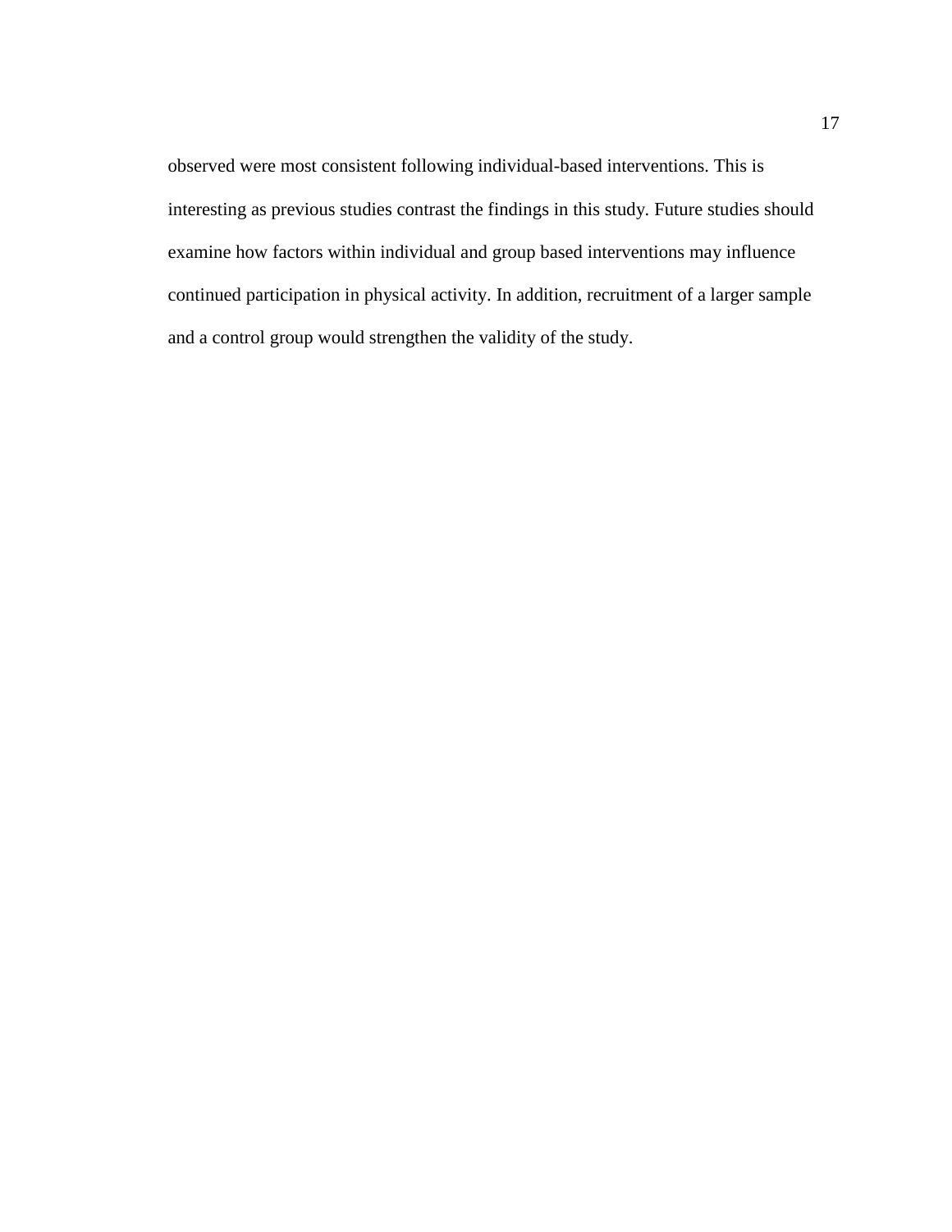observed were most consistent following individual-based interventions. This is interesting as previous studies contrast the findings in this study. Future studies should examine how factors within individual and group based interventions may influence continued participation in physical activity. In addition, recruitment of a larger sample and a control group would strengthen the validity of the study.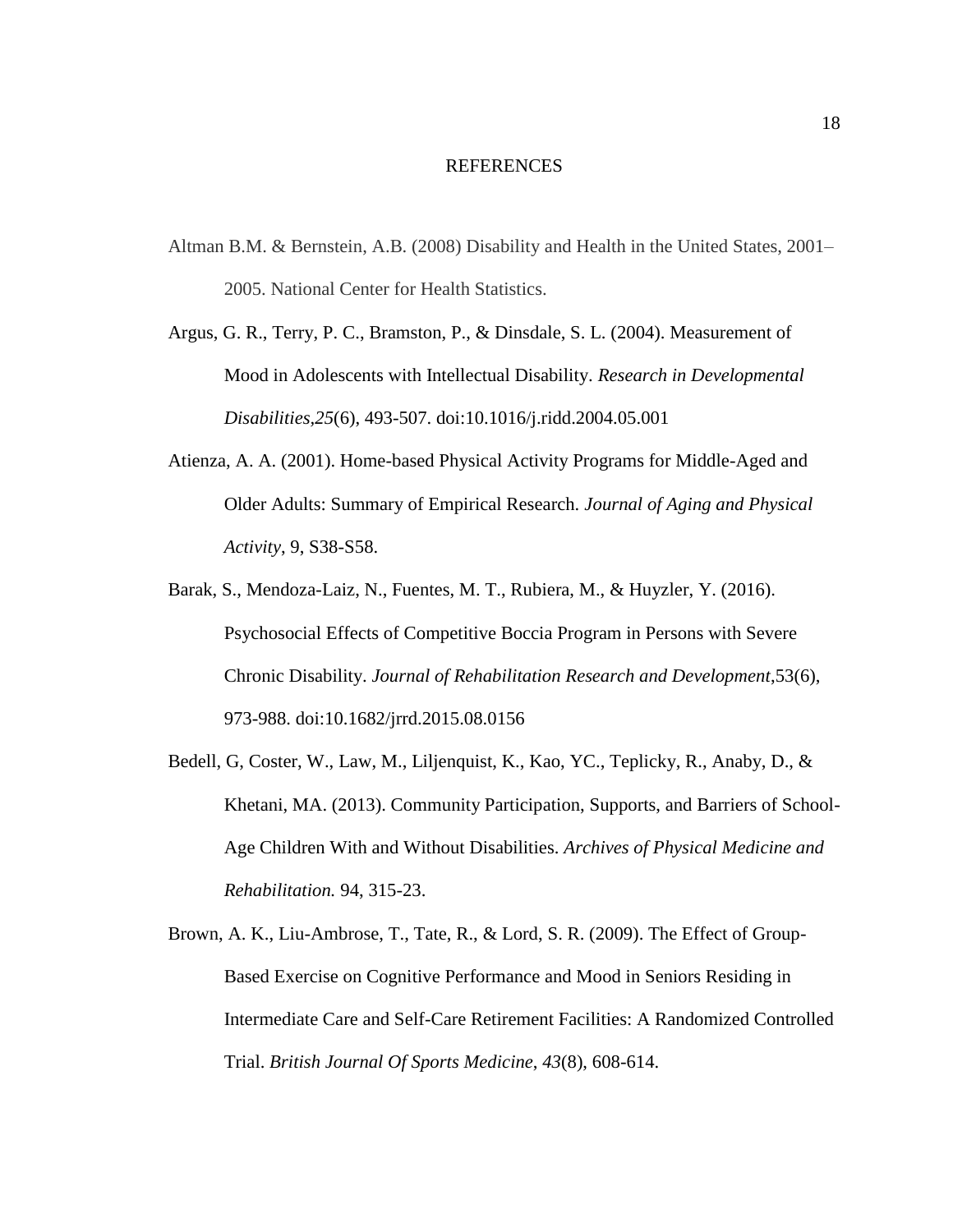# REFERENCES

Altman B.M. & Bernstein, A.B. (2008) Disability and Health in the United States, 2001–2005. National Center for Health Statistics.

Argus, G. R., Terry, P. C., Bramston, P., & Dinsdale, S. L. (2004). Measurement of Mood in Adolescents with Intellectual Disability. *Research in Developmental Disabilities*,*25*(6), 493-507. doi:10.1016/j.ridd.2004.05.001

Atienza, A. A. (2001). Home-based Physical Activity Programs for Middle-Aged and Older Adults: Summary of Empirical Research. *Journal of Aging and Physical Activity*, 9, S38-S58.

Barak, S., Mendoza-Laiz, N., Fuentes, M. T., Rubiera, M., & Huyzler, Y. (2016). Psychosocial Effects of Competitive Boccia Program in Persons with Severe Chronic Disability. *Journal of Rehabilitation Research and Development*,53(6), 973-988. doi:10.1682/jrrd.2015.08.0156

Bedell, G, Coster, W., Law, M., Liljenquist, K., Kao, YC., Teplicky, R., Anaby, D., & Khetani, MA. (2013). Community Participation, Supports, and Barriers of School-Age Children With and Without Disabilities. *Archives of Physical Medicine and Rehabilitation.* 94, 315-23.

Brown, A. K., Liu-Ambrose, T., Tate, R., & Lord, S. R. (2009). The Effect of Group-Based Exercise on Cognitive Performance and Mood in Seniors Residing in Intermediate Care and Self-Care Retirement Facilities: A Randomized Controlled Trial. *British Journal Of Sports Medicine*, *43*(8), 608-614.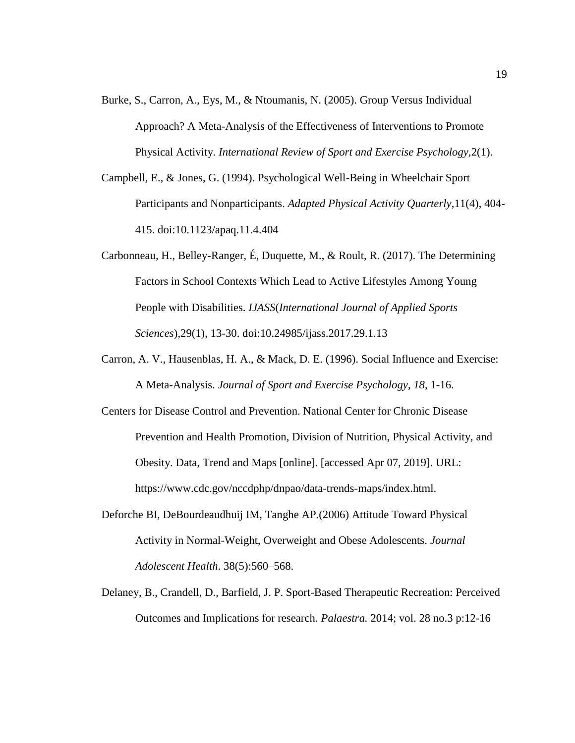Burke, S., Carron, A., Eys, M., & Ntoumanis, N. (2005). Group Versus Individual Approach? A Meta-Analysis of the Effectiveness of Interventions to Promote Physical Activity. *International Review of Sport and Exercise Psychology*,2(1).

Campbell, E., & Jones, G. (1994). Psychological Well-Being in Wheelchair Sport Participants and Nonparticipants. *Adapted Physical Activity Quarterly*,11(4), 404-415. doi:10.1123/apaq.11.4.404

Carbonneau, H., Belley-Ranger, É, Duquette, M., & Roult, R. (2017). The Determining Factors in School Contexts Which Lead to Active Lifestyles Among Young People with Disabilities. *IJASS*(*International Journal of Applied Sports Sciences*),29(1), 13-30. doi:10.24985/ijass.2017.29.1.13

Carron, A. V., Hausenblas, H. A., & Mack, D. E. (1996). Social Influence and Exercise: A Meta-Analysis. *Journal of Sport and Exercise Psychology, 18*, 1-16.

Centers for Disease Control and Prevention. National Center for Chronic Disease Prevention and Health Promotion, Division of Nutrition, Physical Activity, and Obesity. Data, Trend and Maps [online]. [accessed Apr 07, 2019]. URL: https://www.cdc.gov/nccdphp/dnpao/data-trends-maps/index.html.

Deforche BI, DeBourdeaudhuij IM, Tanghe AP.(2006) Attitude Toward Physical Activity in Normal-Weight, Overweight and Obese Adolescents. *Journal Adolescent Health*. 38(5):560–568.

Delaney, B., Crandell, D., Barfield, J. P. Sport-Based Therapeutic Recreation: Perceived Outcomes and Implications for research. *Palaestra.* 2014; vol. 28 no.3 p:12-16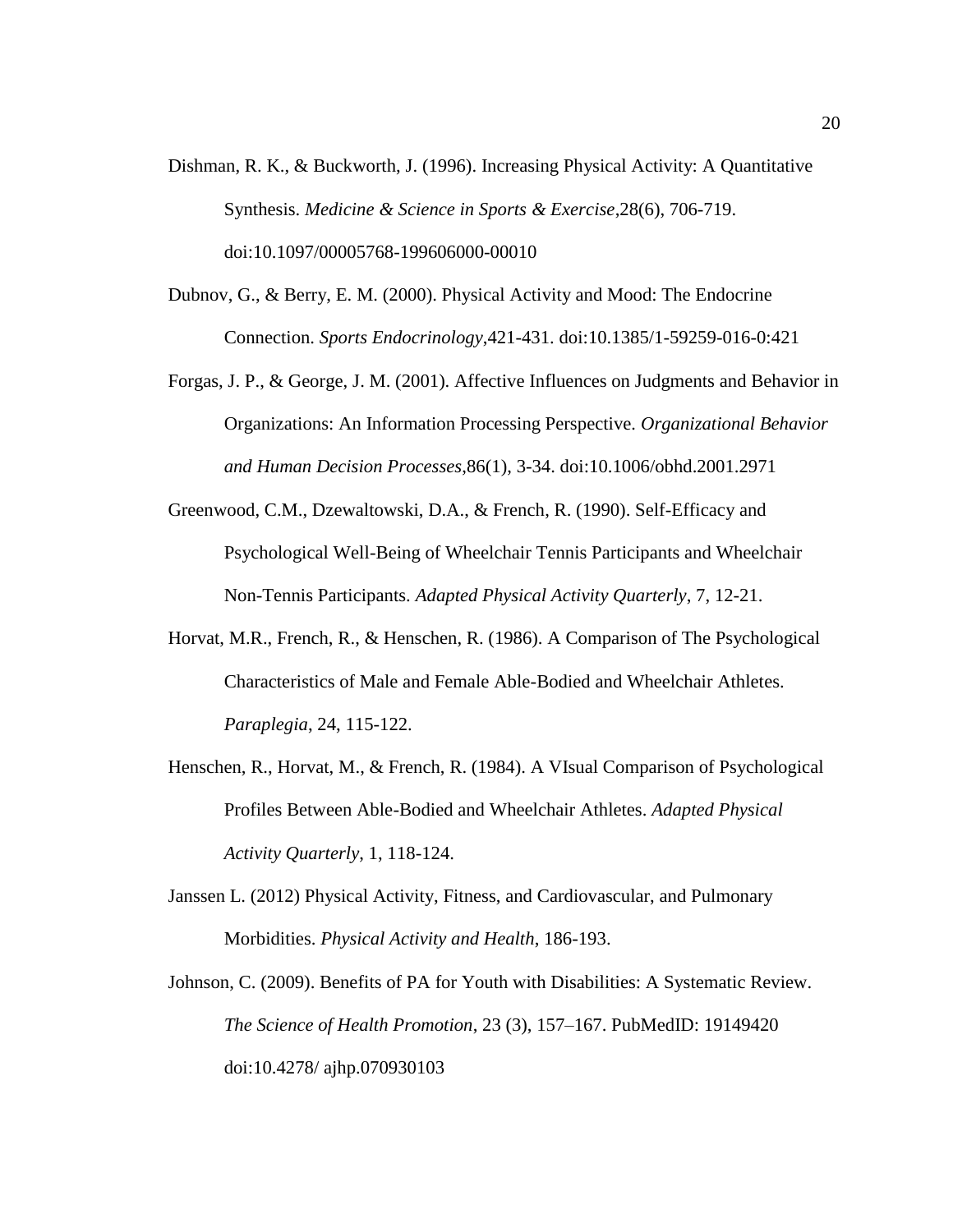Dishman, R. K., & Buckworth, J. (1996). Increasing Physical Activity: A Quantitative Synthesis. *Medicine & Science in Sports & Exercise*,28(6), 706-719. doi:10.1097/00005768-199606000-00010

Dubnov, G., & Berry, E. M. (2000). Physical Activity and Mood: The Endocrine Connection. *Sports Endocrinology*,421-431. doi:10.1385/1-59259-016-0:421

Forgas, J. P., & George, J. M. (2001). Affective Influences on Judgments and Behavior in Organizations: An Information Processing Perspective. *Organizational Behavior and Human Decision Processes*,86(1), 3-34. doi:10.1006/obhd.2001.2971

Greenwood, C.M., Dzewaltowski, D.A., & French, R. (1990). Self-Efficacy and Psychological Well-Being of Wheelchair Tennis Participants and Wheelchair Non-Tennis Participants. *Adapted Physical Activity Quarterly*, 7, 12-21.

Horvat, M.R., French, R., & Henschen, R. (1986). A Comparison of The Psychological Characteristics of Male and Female Able-Bodied and Wheelchair Athletes. *Paraplegia*, 24, 115-122.

Henschen, R., Horvat, M., & French, R. (1984). A VIsual Comparison of Psychological Profiles Between Able-Bodied and Wheelchair Athletes. *Adapted Physical Activity Quarterly*, 1, 118-124.

Janssen L. (2012) Physical Activity, Fitness, and Cardiovascular, and Pulmonary Morbidities. *Physical Activity and Health*, 186-193.

Johnson, C. (2009). Benefits of PA for Youth with Disabilities: A Systematic Review. *The Science of Health Promotion*, 23 (3), 157–167. PubMedID: 19149420 doi:10.4278/ ajhp.070930103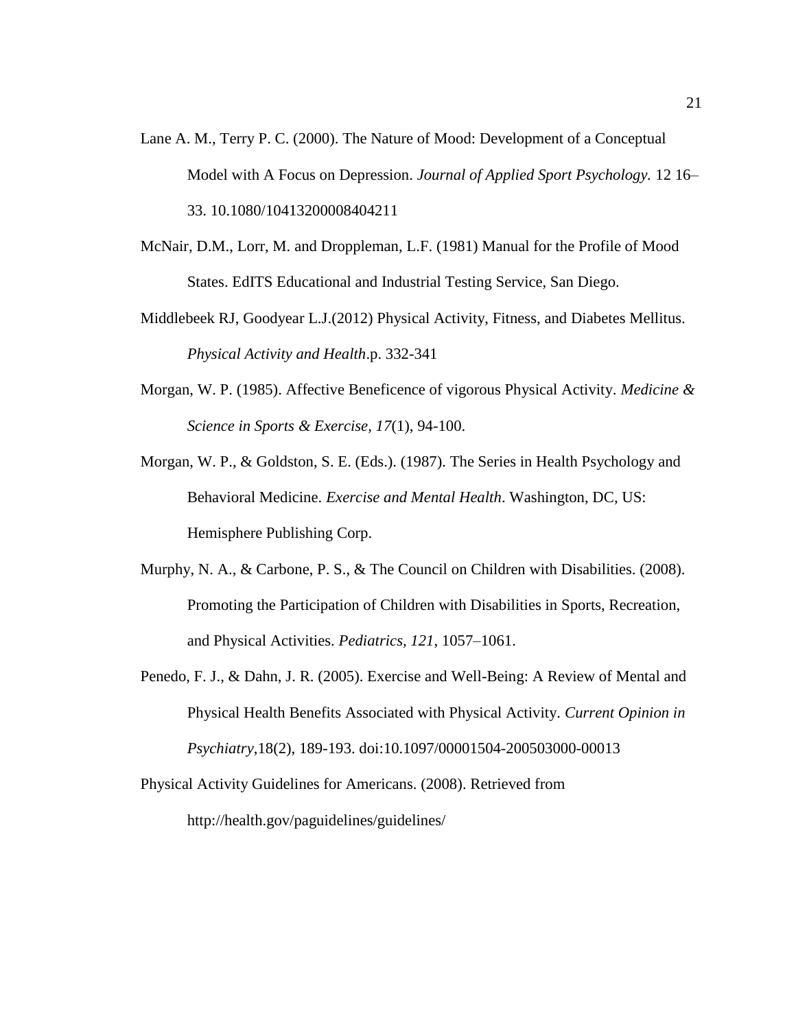Lane A. M., Terry P. C. (2000). The Nature of Mood: Development of a Conceptual Model with A Focus on Depression. *Journal of Applied Sport Psychology.* 12 16–33. 10.1080/10413200008404211

McNair, D.M., Lorr, M. and Droppleman, L.F. (1981) Manual for the Profile of Mood States. EdITS Educational and Industrial Testing Service, San Diego.

Middlebeek RJ, Goodyear L.J.(2012) Physical Activity, Fitness, and Diabetes Mellitus. *Physical Activity and Health*.p. 332-341

Morgan, W. P. (1985). Affective Beneficence of vigorous Physical Activity. *Medicine & Science in Sports & Exercise*, *17*(1), 94-100.

Morgan, W. P., & Goldston, S. E. (Eds.). (1987). The Series in Health Psychology and Behavioral Medicine. *Exercise and Mental Health*. Washington, DC, US: Hemisphere Publishing Corp.

Murphy, N. A., & Carbone, P. S., & The Council on Children with Disabilities. (2008). Promoting the Participation of Children with Disabilities in Sports, Recreation, and Physical Activities. *Pediatrics, 121*, 1057–1061.

Penedo, F. J., & Dahn, J. R. (2005). Exercise and Well-Being: A Review of Mental and Physical Health Benefits Associated with Physical Activity. *Current Opinion in Psychiatry*,18(2), 189-193. doi:10.1097/00001504-200503000-00013

Physical Activity Guidelines for Americans. (2008). Retrieved from http://health.gov/paguidelines/guidelines/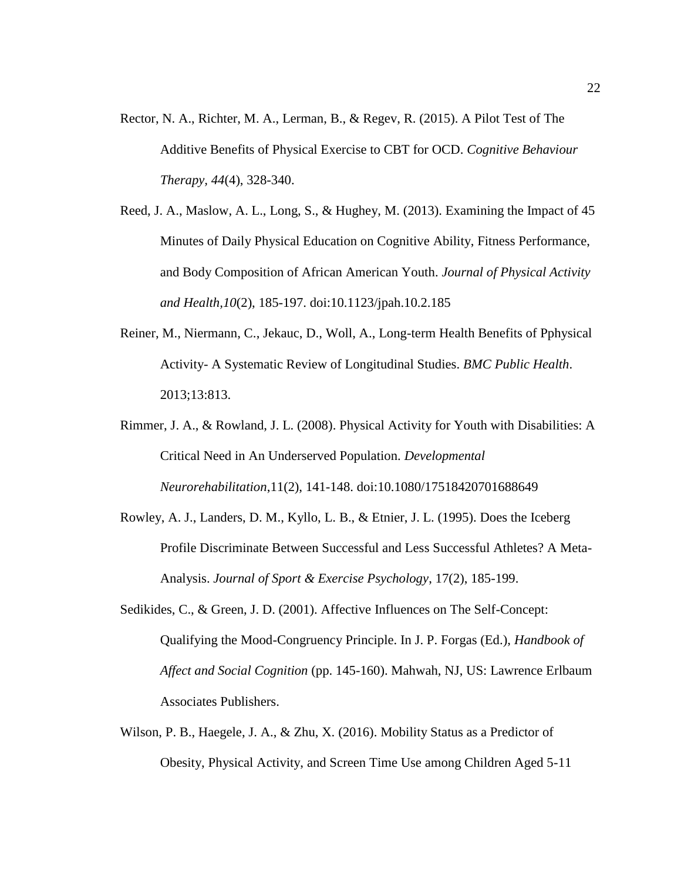Rector, N. A., Richter, M. A., Lerman, B., & Regev, R. (2015). A Pilot Test of The Additive Benefits of Physical Exercise to CBT for OCD. *Cognitive Behaviour Therapy*, *44*(4), 328-340.

Reed, J. A., Maslow, A. L., Long, S., & Hughey, M. (2013). Examining the Impact of 45 Minutes of Daily Physical Education on Cognitive Ability, Fitness Performance, and Body Composition of African American Youth. *Journal of Physical Activity and Health*,*10*(2), 185-197. doi:10.1123/jpah.10.2.185

Reiner, M., Niermann, C., Jekauc, D., Woll, A., Long-term Health Benefits of Pphysical Activity- A Systematic Review of Longitudinal Studies. *BMC Public Health*. 2013;13:813.

Rimmer, J. A., & Rowland, J. L. (2008). Physical Activity for Youth with Disabilities: A Critical Need in An Underserved Population. *Developmental Neurorehabilitation*,11(2), 141-148. doi:10.1080/17518420701688649

Rowley, A. J., Landers, D. M., Kyllo, L. B., & Etnier, J. L. (1995). Does the Iceberg Profile Discriminate Between Successful and Less Successful Athletes? A Meta-Analysis. *Journal of Sport & Exercise Psychology*, 17(2), 185-199.

Sedikides, C., & Green, J. D. (2001). Affective Influences on The Self-Concept: Qualifying the Mood-Congruency Principle. In J. P. Forgas (Ed.), *Handbook of Affect and Social Cognition* (pp. 145-160). Mahwah, NJ, US: Lawrence Erlbaum Associates Publishers.

Wilson, P. B., Haegele, J. A., & Zhu, X. (2016). Mobility Status as a Predictor of Obesity, Physical Activity, and Screen Time Use among Children Aged 5-11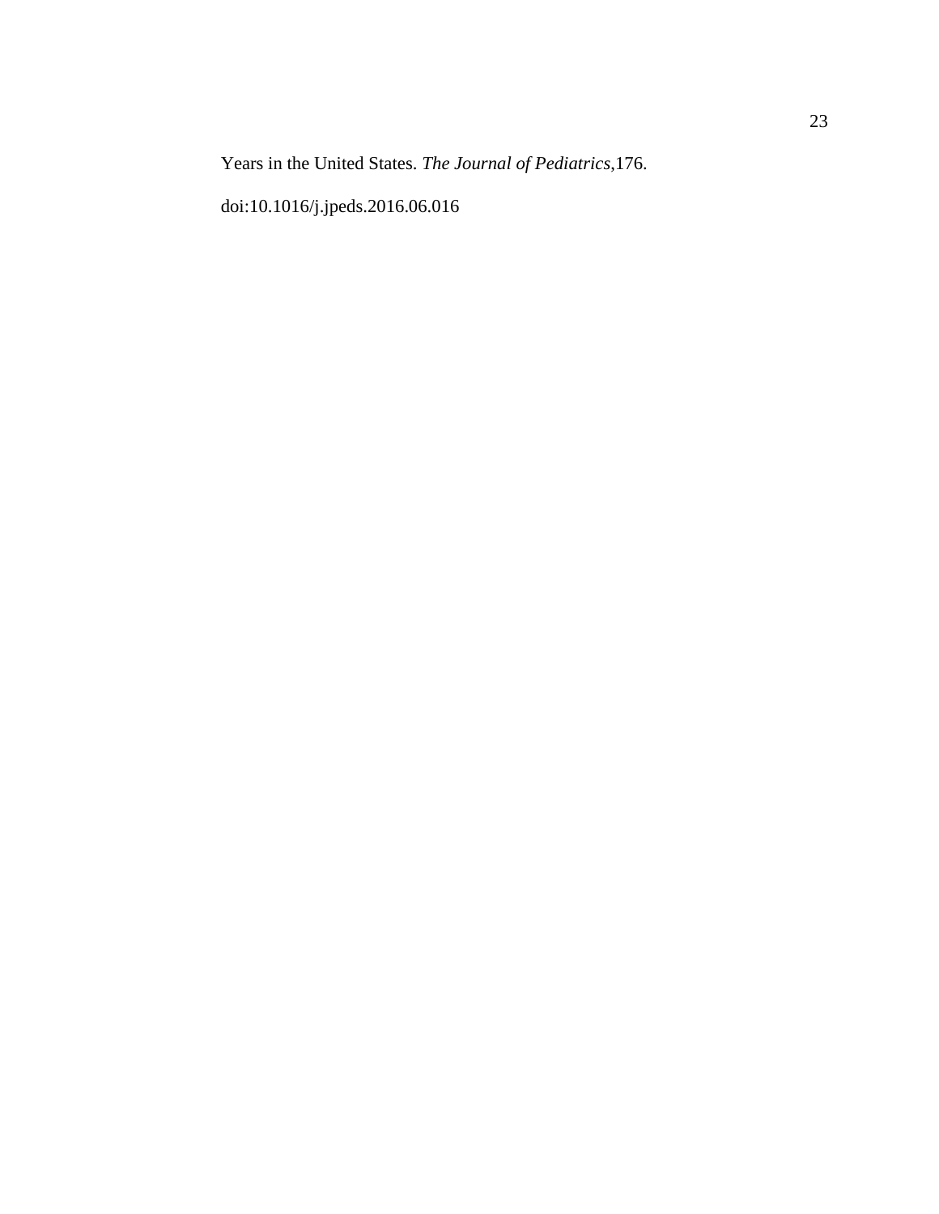Years in the United States. *The Journal of Pediatrics*,176.

doi:10.1016/j.jpeds.2016.06.016